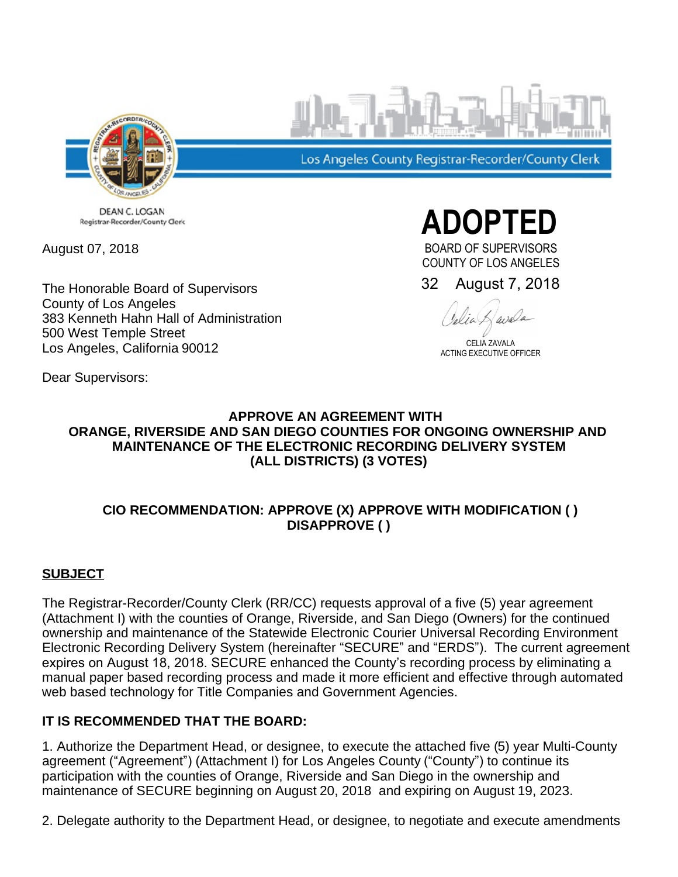Los Angeles County Registrar-Recorder/County Clerk

DEAN C. LOGAN
Registrar-Recorder/County Clerk

August 07, 2018

**ADOPTED**

BOARD OF SUPERVISORS
COUNTY OF LOS ANGELES

32 August 7, 2018

CELIA ZAVALA
ACTING EXECUTIVE OFFICER

The Honorable Board of Supervisors
County of Los Angeles
383 Kenneth Hahn Hall of Administration
500 West Temple Street
Los Angeles, California 90012

Dear Supervisors:

**APPROVE AN AGREEMENT WITH ORANGE, RIVERSIDE AND SAN DIEGO COUNTIES FOR ONGOING OWNERSHIP AND MAINTENANCE OF THE ELECTRONIC RECORDING DELIVERY SYSTEM (ALL DISTRICTS) (3 VOTES)**

**CIO RECOMMENDATION: APPROVE (X) APPROVE WITH MODIFICATION ( ) DISAPPROVE ( )**

## SUBJECT

The Registrar-Recorder/County Clerk (RR/CC) requests approval of a five (5) year agreement (Attachment I) with the counties of Orange, Riverside, and San Diego (Owners) for the continued ownership and maintenance of the Statewide Electronic Courier Universal Recording Environment Electronic Recording Delivery System (hereinafter "SECURE" and "ERDS"). The current agreement expires on August 18, 2018. SECURE enhanced the County's recording process by eliminating a manual paper based recording process and made it more efficient and effective through automated web based technology for Title Companies and Government Agencies.

## IT IS RECOMMENDED THAT THE BOARD:

1. Authorize the Department Head, or designee, to execute the attached five (5) year Multi-County agreement ("Agreement") (Attachment I) for Los Angeles County ("County") to continue its participation with the counties of Orange, Riverside and San Diego in the ownership and maintenance of SECURE beginning on August 20, 2018 and expiring on August 19, 2023.

2. Delegate authority to the Department Head, or designee, to negotiate and execute amendments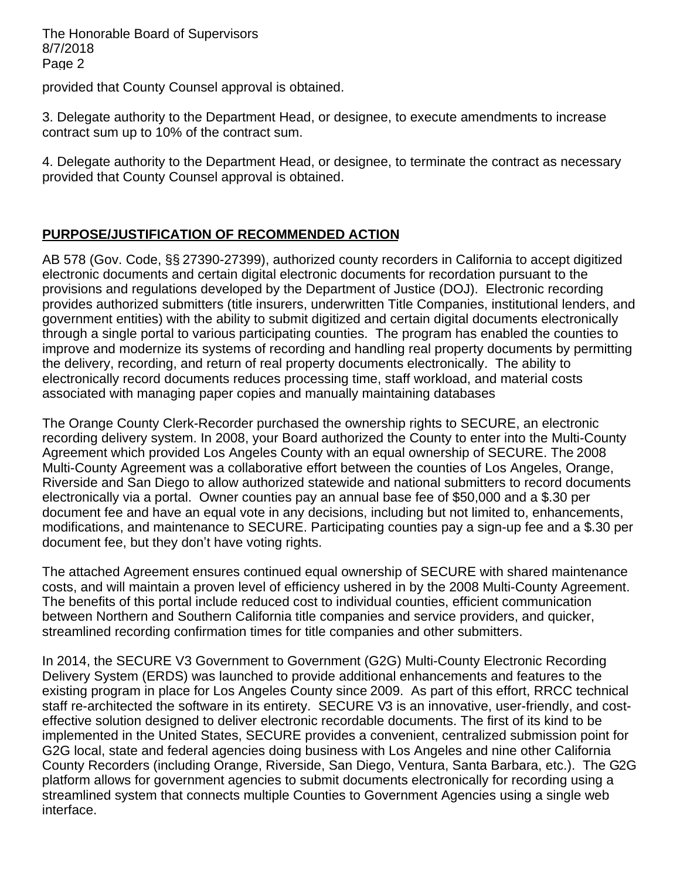provided that County Counsel approval is obtained.

3. Delegate authority to the Department Head, or designee, to execute amendments to increase contract sum up to 10% of the contract sum.

4. Delegate authority to the Department Head, or designee, to terminate the contract as necessary provided that County Counsel approval is obtained.

## PURPOSE/JUSTIFICATION OF RECOMMENDED ACTION

AB 578 (Gov. Code, §§ 27390-27399), authorized county recorders in California to accept digitized electronic documents and certain digital electronic documents for recordation pursuant to the provisions and regulations developed by the Department of Justice (DOJ). Electronic recording provides authorized submitters (title insurers, underwritten Title Companies, institutional lenders, and government entities) with the ability to submit digitized and certain digital documents electronically through a single portal to various participating counties. The program has enabled the counties to improve and modernize its systems of recording and handling real property documents by permitting the delivery, recording, and return of real property documents electronically. The ability to electronically record documents reduces processing time, staff workload, and material costs associated with managing paper copies and manually maintaining databases

The Orange County Clerk-Recorder purchased the ownership rights to SECURE, an electronic recording delivery system. In 2008, your Board authorized the County to enter into the Multi-County Agreement which provided Los Angeles County with an equal ownership of SECURE. The 2008 Multi-County Agreement was a collaborative effort between the counties of Los Angeles, Orange, Riverside and San Diego to allow authorized statewide and national submitters to record documents electronically via a portal. Owner counties pay an annual base fee of $50,000 and a $.30 per document fee and have an equal vote in any decisions, including but not limited to, enhancements, modifications, and maintenance to SECURE. Participating counties pay a sign-up fee and a $.30 per document fee, but they don't have voting rights.

The attached Agreement ensures continued equal ownership of SECURE with shared maintenance costs, and will maintain a proven level of efficiency ushered in by the 2008 Multi-County Agreement. The benefits of this portal include reduced cost to individual counties, efficient communication between Northern and Southern California title companies and service providers, and quicker, streamlined recording confirmation times for title companies and other submitters.

In 2014, the SECURE V3 Government to Government (G2G) Multi-County Electronic Recording Delivery System (ERDS) was launched to provide additional enhancements and features to the existing program in place for Los Angeles County since 2009. As part of this effort, RRCC technical staff re-architected the software in its entirety. SECURE V3 is an innovative, user-friendly, and cost-effective solution designed to deliver electronic recordable documents. The first of its kind to be implemented in the United States, SECURE provides a convenient, centralized submission point for G2G local, state and federal agencies doing business with Los Angeles and nine other California County Recorders (including Orange, Riverside, San Diego, Ventura, Santa Barbara, etc.). The G2G platform allows for government agencies to submit documents electronically for recording using a streamlined system that connects multiple Counties to Government Agencies using a single web interface.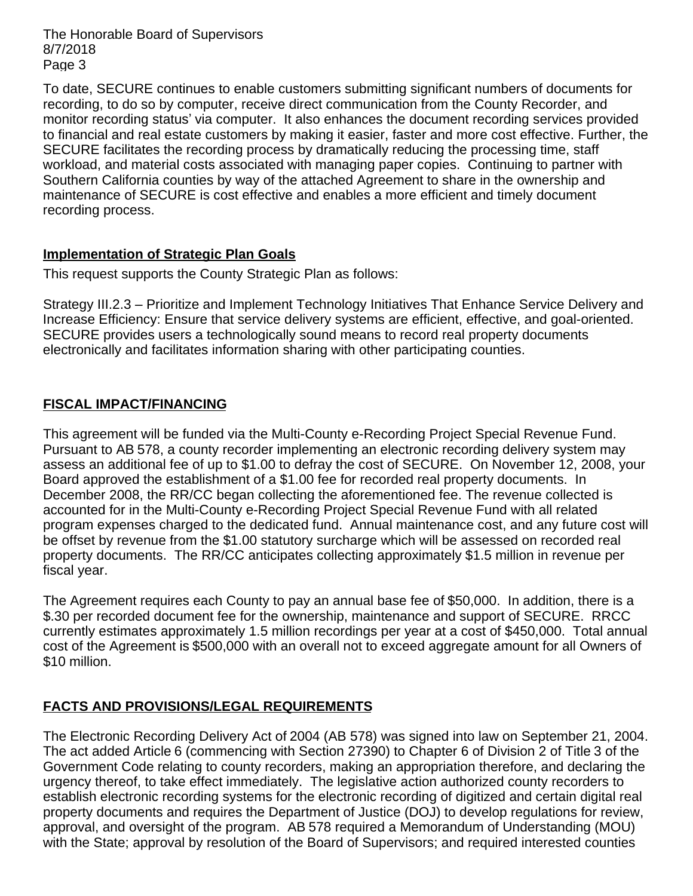To date, SECURE continues to enable customers submitting significant numbers of documents for recording, to do so by computer, receive direct communication from the County Recorder, and monitor recording status' via computer. It also enhances the document recording services provided to financial and real estate customers by making it easier, faster and more cost effective. Further, the SECURE facilitates the recording process by dramatically reducing the processing time, staff workload, and material costs associated with managing paper copies. Continuing to partner with Southern California counties by way of the attached Agreement to share in the ownership and maintenance of SECURE is cost effective and enables a more efficient and timely document recording process.

**Implementation of Strategic Plan Goals**

This request supports the County Strategic Plan as follows:

Strategy III.2.3 – Prioritize and Implement Technology Initiatives That Enhance Service Delivery and Increase Efficiency: Ensure that service delivery systems are efficient, effective, and goal-oriented. SECURE provides users a technologically sound means to record real property documents electronically and facilitates information sharing with other participating counties.

## FISCAL IMPACT/FINANCING

This agreement will be funded via the Multi-County e-Recording Project Special Revenue Fund. Pursuant to AB 578, a county recorder implementing an electronic recording delivery system may assess an additional fee of up to $1.00 to defray the cost of SECURE. On November 12, 2008, your Board approved the establishment of a $1.00 fee for recorded real property documents. In December 2008, the RR/CC began collecting the aforementioned fee. The revenue collected is accounted for in the Multi-County e-Recording Project Special Revenue Fund with all related program expenses charged to the dedicated fund. Annual maintenance cost, and any future cost will be offset by revenue from the $1.00 statutory surcharge which will be assessed on recorded real property documents. The RR/CC anticipates collecting approximately $1.5 million in revenue per fiscal year.

The Agreement requires each County to pay an annual base fee of $50,000. In addition, there is a $.30 per recorded document fee for the ownership, maintenance and support of SECURE. RRCC currently estimates approximately 1.5 million recordings per year at a cost of $450,000. Total annual cost of the Agreement is $500,000 with an overall not to exceed aggregate amount for all Owners of $10 million.

## FACTS AND PROVISIONS/LEGAL REQUIREMENTS

The Electronic Recording Delivery Act of 2004 (AB 578) was signed into law on September 21, 2004. The act added Article 6 (commencing with Section 27390) to Chapter 6 of Division 2 of Title 3 of the Government Code relating to county recorders, making an appropriation therefore, and declaring the urgency thereof, to take effect immediately. The legislative action authorized county recorders to establish electronic recording systems for the electronic recording of digitized and certain digital real property documents and requires the Department of Justice (DOJ) to develop regulations for review, approval, and oversight of the program. AB 578 required a Memorandum of Understanding (MOU) with the State; approval by resolution of the Board of Supervisors; and required interested counties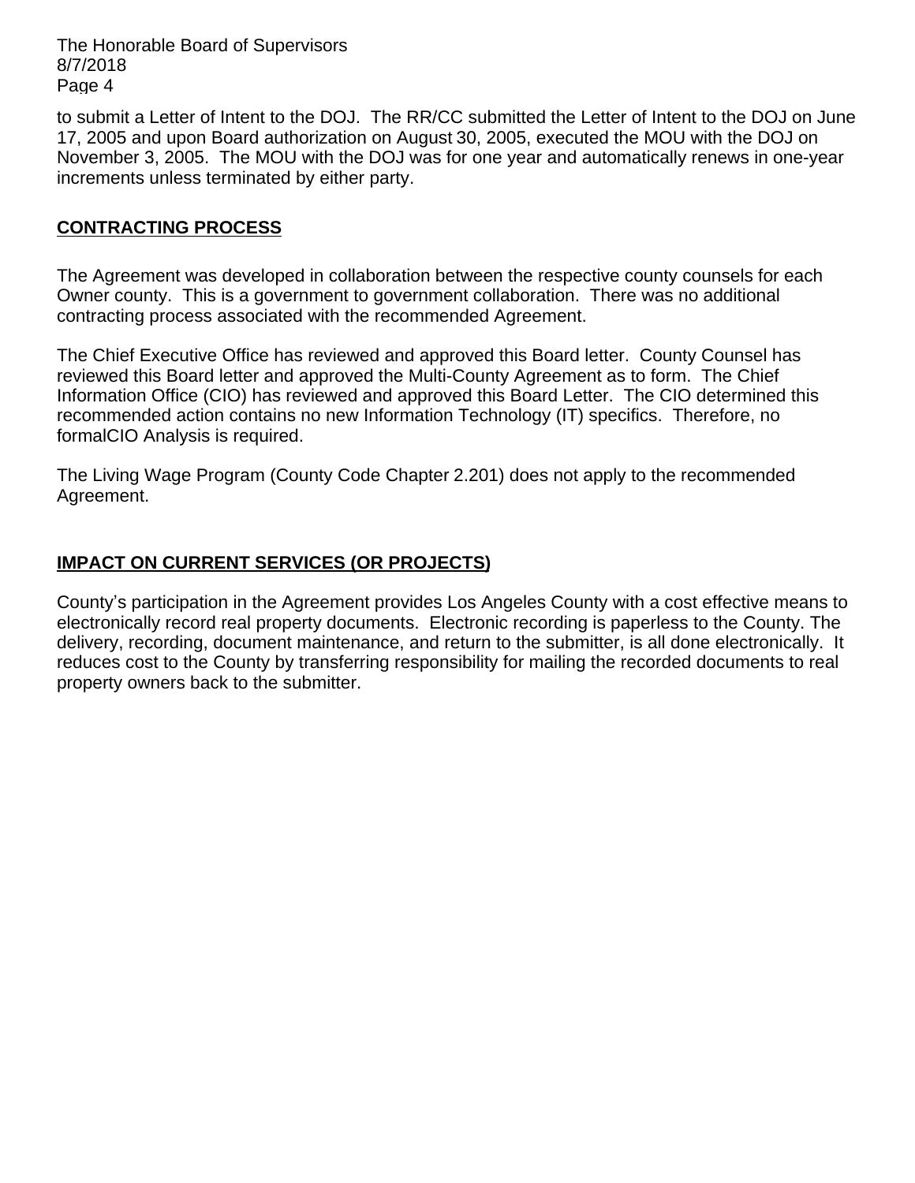to submit a Letter of Intent to the DOJ. The RR/CC submitted the Letter of Intent to the DOJ on June 17, 2005 and upon Board authorization on August 30, 2005, executed the MOU with the DOJ on November 3, 2005. The MOU with the DOJ was for one year and automatically renews in one-year increments unless terminated by either party.

## CONTRACTING PROCESS

The Agreement was developed in collaboration between the respective county counsels for each Owner county. This is a government to government collaboration. There was no additional contracting process associated with the recommended Agreement.

The Chief Executive Office has reviewed and approved this Board letter. County Counsel has reviewed this Board letter and approved the Multi-County Agreement as to form. The Chief Information Office (CIO) has reviewed and approved this Board Letter. The CIO determined this recommended action contains no new Information Technology (IT) specifics. Therefore, no formalCIO Analysis is required.

The Living Wage Program (County Code Chapter 2.201) does not apply to the recommended Agreement.

## IMPACT ON CURRENT SERVICES (OR PROJECTS)

County's participation in the Agreement provides Los Angeles County with a cost effective means to electronically record real property documents. Electronic recording is paperless to the County. The delivery, recording, document maintenance, and return to the submitter, is all done electronically. It reduces cost to the County by transferring responsibility for mailing the recorded documents to real property owners back to the submitter.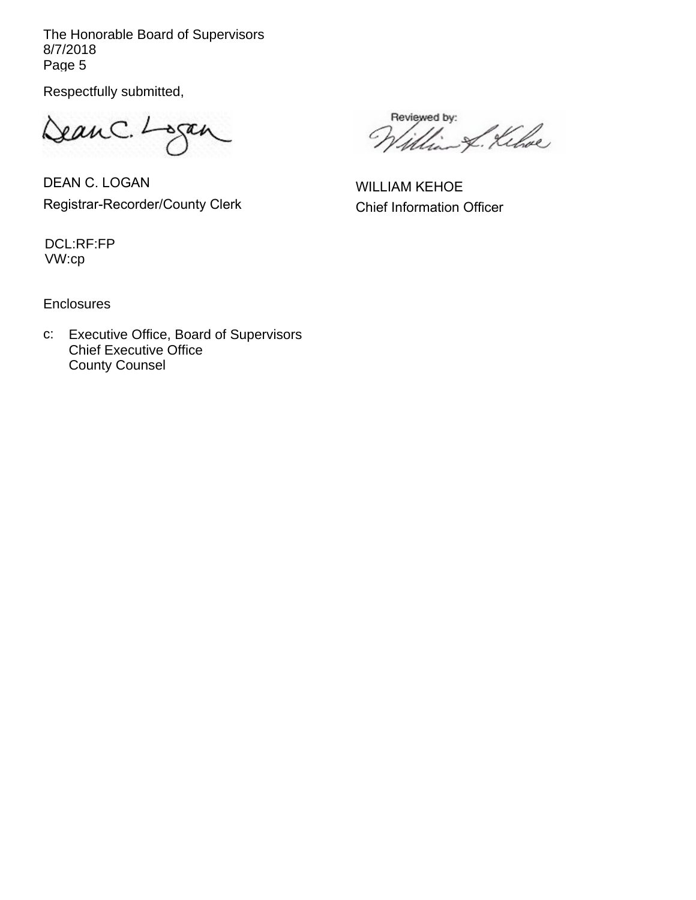The Honorable Board of Supervisors
8/7/2018
Page 5

Respectfully submitted,

Reviewed by:

DEAN C. LOGAN
Registrar-Recorder/County Clerk

WILLIAM KEHOE
Chief Information Officer

DCL:RF:FP
VW:cp

Enclosures

c: Executive Office, Board of Supervisors
Chief Executive Office
County Counsel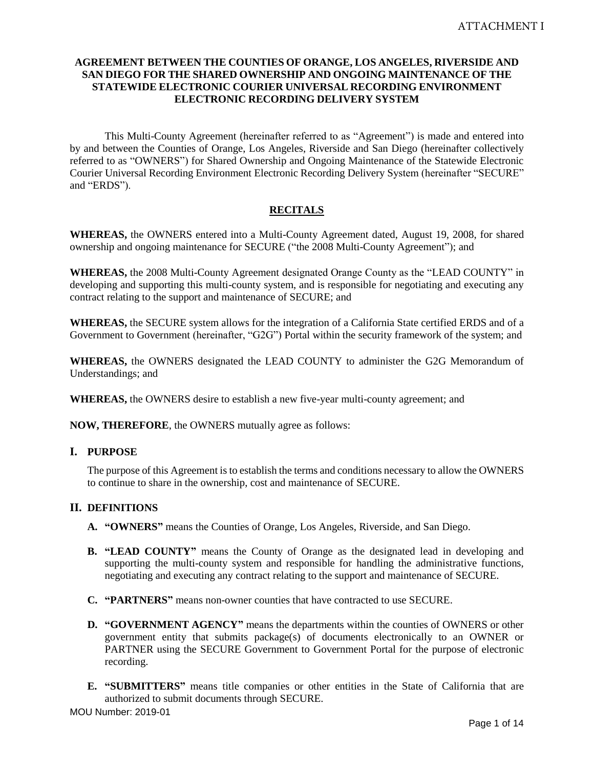ATTACHMENT I

**AGREEMENT BETWEEN THE COUNTIES OF ORANGE, LOS ANGELES, RIVERSIDE AND SAN DIEGO FOR THE SHARED OWNERSHIP AND ONGOING MAINTENANCE OF THE STATEWIDE ELECTRONIC COURIER UNIVERSAL RECORDING ENVIRONMENT ELECTRONIC RECORDING DELIVERY SYSTEM**

This Multi-County Agreement (hereinafter referred to as "Agreement") is made and entered into by and between the Counties of Orange, Los Angeles, Riverside and San Diego (hereinafter collectively referred to as "OWNERS") for Shared Ownership and Ongoing Maintenance of the Statewide Electronic Courier Universal Recording Environment Electronic Recording Delivery System (hereinafter "SECURE" and "ERDS").

## RECITALS

**WHEREAS,** the OWNERS entered into a Multi-County Agreement dated, August 19, 2008, for shared ownership and ongoing maintenance for SECURE ("the 2008 Multi-County Agreement"); and

**WHEREAS,** the 2008 Multi-County Agreement designated Orange County as the "LEAD COUNTY" in developing and supporting this multi-county system, and is responsible for negotiating and executing any contract relating to the support and maintenance of SECURE; and

**WHEREAS,** the SECURE system allows for the integration of a California State certified ERDS and of a Government to Government (hereinafter, "G2G") Portal within the security framework of the system; and

**WHEREAS,** the OWNERS designated the LEAD COUNTY to administer the G2G Memorandum of Understandings; and

**WHEREAS,** the OWNERS desire to establish a new five-year multi-county agreement; and

**NOW, THEREFORE**, the OWNERS mutually agree as follows:

## I. PURPOSE

The purpose of this Agreement is to establish the terms and conditions necessary to allow the OWNERS to continue to share in the ownership, cost and maintenance of SECURE.

## II. DEFINITIONS

**A. "OWNERS"** means the Counties of Orange, Los Angeles, Riverside, and San Diego.

**B. "LEAD COUNTY"** means the County of Orange as the designated lead in developing and supporting the multi-county system and responsible for handling the administrative functions, negotiating and executing any contract relating to the support and maintenance of SECURE.

**C. "PARTNERS"** means non-owner counties that have contracted to use SECURE.

**D. "GOVERNMENT AGENCY"** means the departments within the counties of OWNERS or other government entity that submits package(s) of documents electronically to an OWNER or PARTNER using the SECURE Government to Government Portal for the purpose of electronic recording.

**E. "SUBMITTERS"** means title companies or other entities in the State of California that are authorized to submit documents through SECURE.

MOU Number: 2019-01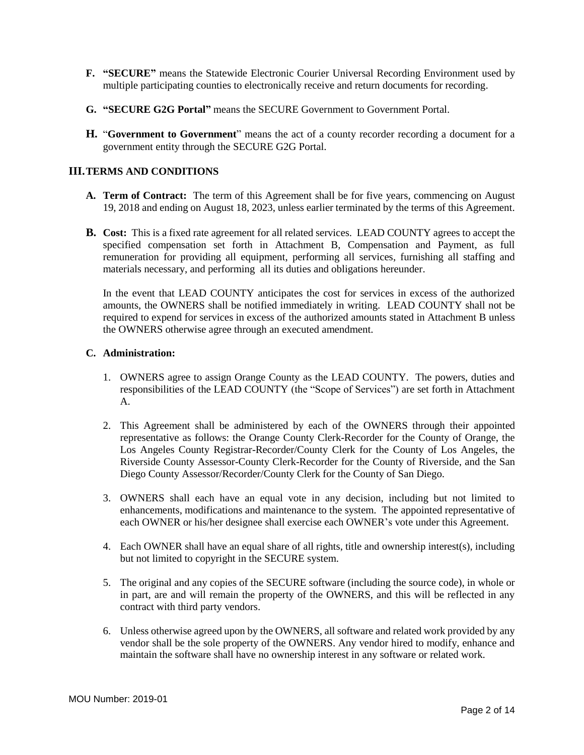**F. "SECURE"** means the Statewide Electronic Courier Universal Recording Environment used by multiple participating counties to electronically receive and return documents for recording.

**G. "SECURE G2G Portal"** means the SECURE Government to Government Portal.

**H.** "**Government to Government**" means the act of a county recorder recording a document for a government entity through the SECURE G2G Portal.

## III. TERMS AND CONDITIONS

**A. Term of Contract:** The term of this Agreement shall be for five years, commencing on August 19, 2018 and ending on August 18, 2023, unless earlier terminated by the terms of this Agreement.

**B. Cost:** This is a fixed rate agreement for all related services. LEAD COUNTY agrees to accept the specified compensation set forth in Attachment B, Compensation and Payment, as full remuneration for providing all equipment, performing all services, furnishing all staffing and materials necessary, and performing all its duties and obligations hereunder.

In the event that LEAD COUNTY anticipates the cost for services in excess of the authorized amounts, the OWNERS shall be notified immediately in writing. LEAD COUNTY shall not be required to expend for services in excess of the authorized amounts stated in Attachment B unless the OWNERS otherwise agree through an executed amendment.

**C. Administration:**

1. OWNERS agree to assign Orange County as the LEAD COUNTY. The powers, duties and responsibilities of the LEAD COUNTY (the "Scope of Services") are set forth in Attachment A.

2. This Agreement shall be administered by each of the OWNERS through their appointed representative as follows: the Orange County Clerk-Recorder for the County of Orange, the Los Angeles County Registrar-Recorder/County Clerk for the County of Los Angeles, the Riverside County Assessor-County Clerk-Recorder for the County of Riverside, and the San Diego County Assessor/Recorder/County Clerk for the County of San Diego.

3. OWNERS shall each have an equal vote in any decision, including but not limited to enhancements, modifications and maintenance to the system. The appointed representative of each OWNER or his/her designee shall exercise each OWNER's vote under this Agreement.

4. Each OWNER shall have an equal share of all rights, title and ownership interest(s), including but not limited to copyright in the SECURE system.

5. The original and any copies of the SECURE software (including the source code), in whole or in part, are and will remain the property of the OWNERS, and this will be reflected in any contract with third party vendors.

6. Unless otherwise agreed upon by the OWNERS, all software and related work provided by any vendor shall be the sole property of the OWNERS. Any vendor hired to modify, enhance and maintain the software shall have no ownership interest in any software or related work.

MOU Number: 2019-01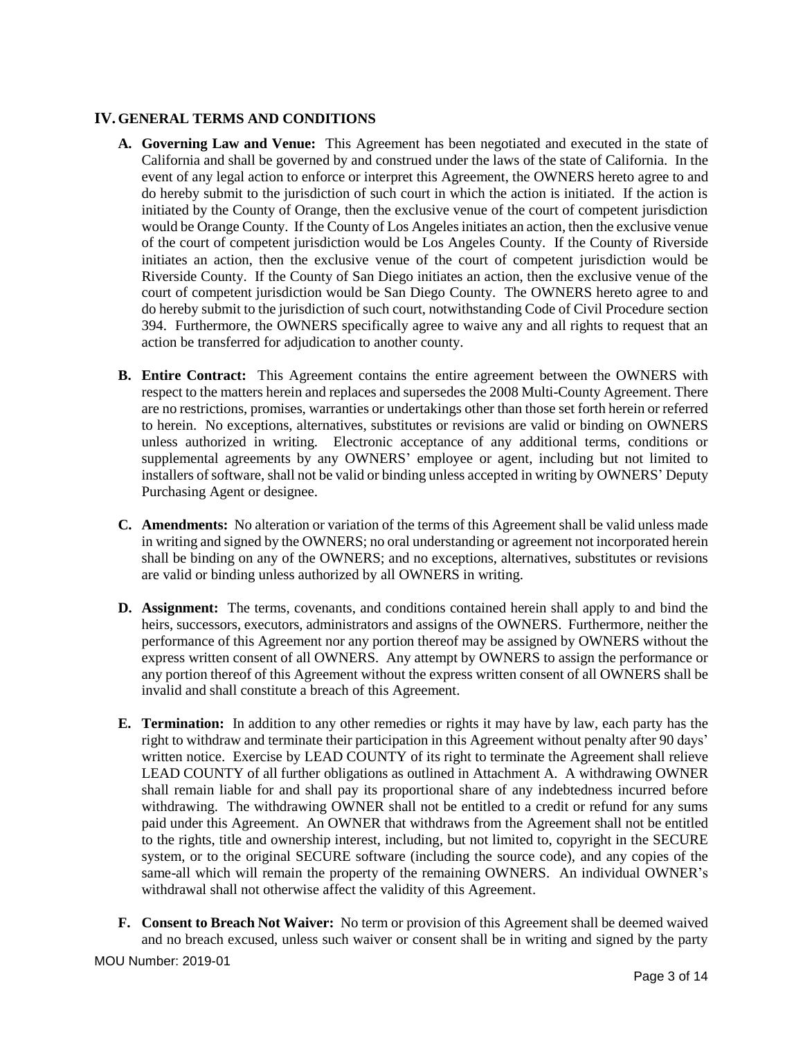## IV. GENERAL TERMS AND CONDITIONS

**A. Governing Law and Venue:** This Agreement has been negotiated and executed in the state of California and shall be governed by and construed under the laws of the state of California. In the event of any legal action to enforce or interpret this Agreement, the OWNERS hereto agree to and do hereby submit to the jurisdiction of such court in which the action is initiated. If the action is initiated by the County of Orange, then the exclusive venue of the court of competent jurisdiction would be Orange County. If the County of Los Angeles initiates an action, then the exclusive venue of the court of competent jurisdiction would be Los Angeles County. If the County of Riverside initiates an action, then the exclusive venue of the court of competent jurisdiction would be Riverside County. If the County of San Diego initiates an action, then the exclusive venue of the court of competent jurisdiction would be San Diego County. The OWNERS hereto agree to and do hereby submit to the jurisdiction of such court, notwithstanding Code of Civil Procedure section 394. Furthermore, the OWNERS specifically agree to waive any and all rights to request that an action be transferred for adjudication to another county.

**B. Entire Contract:** This Agreement contains the entire agreement between the OWNERS with respect to the matters herein and replaces and supersedes the 2008 Multi-County Agreement. There are no restrictions, promises, warranties or undertakings other than those set forth herein or referred to herein. No exceptions, alternatives, substitutes or revisions are valid or binding on OWNERS unless authorized in writing. Electronic acceptance of any additional terms, conditions or supplemental agreements by any OWNERS' employee or agent, including but not limited to installers of software, shall not be valid or binding unless accepted in writing by OWNERS' Deputy Purchasing Agent or designee.

**C. Amendments:** No alteration or variation of the terms of this Agreement shall be valid unless made in writing and signed by the OWNERS; no oral understanding or agreement not incorporated herein shall be binding on any of the OWNERS; and no exceptions, alternatives, substitutes or revisions are valid or binding unless authorized by all OWNERS in writing.

**D. Assignment:** The terms, covenants, and conditions contained herein shall apply to and bind the heirs, successors, executors, administrators and assigns of the OWNERS. Furthermore, neither the performance of this Agreement nor any portion thereof may be assigned by OWNERS without the express written consent of all OWNERS. Any attempt by OWNERS to assign the performance or any portion thereof of this Agreement without the express written consent of all OWNERS shall be invalid and shall constitute a breach of this Agreement.

**E. Termination:** In addition to any other remedies or rights it may have by law, each party has the right to withdraw and terminate their participation in this Agreement without penalty after 90 days' written notice. Exercise by LEAD COUNTY of its right to terminate the Agreement shall relieve LEAD COUNTY of all further obligations as outlined in Attachment A. A withdrawing OWNER shall remain liable for and shall pay its proportional share of any indebtedness incurred before withdrawing. The withdrawing OWNER shall not be entitled to a credit or refund for any sums paid under this Agreement. An OWNER that withdraws from the Agreement shall not be entitled to the rights, title and ownership interest, including, but not limited to, copyright in the SECURE system, or to the original SECURE software (including the source code), and any copies of the same-all which will remain the property of the remaining OWNERS. An individual OWNER's withdrawal shall not otherwise affect the validity of this Agreement.

**F. Consent to Breach Not Waiver:** No term or provision of this Agreement shall be deemed waived and no breach excused, unless such waiver or consent shall be in writing and signed by the party

MOU Number: 2019-01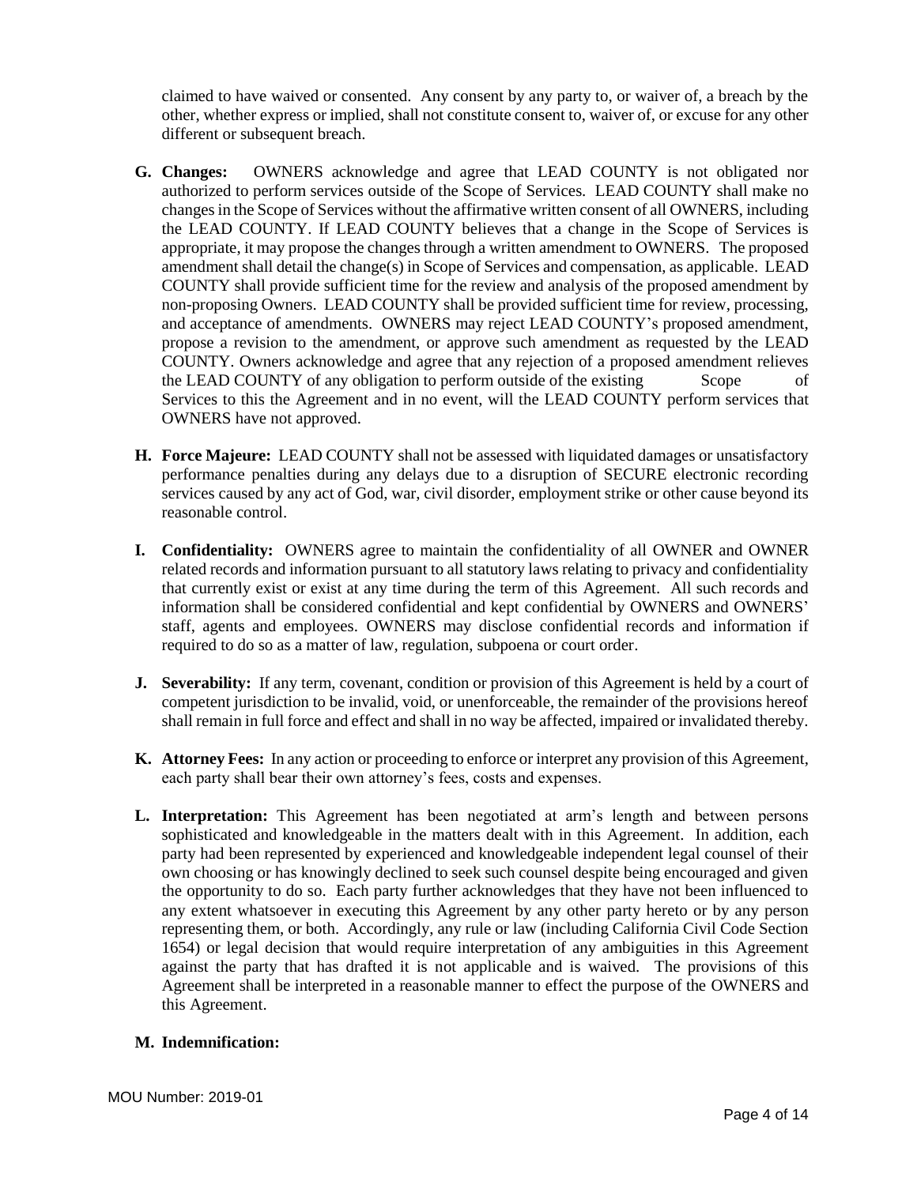claimed to have waived or consented. Any consent by any party to, or waiver of, a breach by the other, whether express or implied, shall not constitute consent to, waiver of, or excuse for any other different or subsequent breach.

**G. Changes:** OWNERS acknowledge and agree that LEAD COUNTY is not obligated nor authorized to perform services outside of the Scope of Services. LEAD COUNTY shall make no changes in the Scope of Services without the affirmative written consent of all OWNERS, including the LEAD COUNTY. If LEAD COUNTY believes that a change in the Scope of Services is appropriate, it may propose the changes through a written amendment to OWNERS. The proposed amendment shall detail the change(s) in Scope of Services and compensation, as applicable. LEAD COUNTY shall provide sufficient time for the review and analysis of the proposed amendment by non-proposing Owners. LEAD COUNTY shall be provided sufficient time for review, processing, and acceptance of amendments. OWNERS may reject LEAD COUNTY's proposed amendment, propose a revision to the amendment, or approve such amendment as requested by the LEAD COUNTY. Owners acknowledge and agree that any rejection of a proposed amendment relieves the LEAD COUNTY of any obligation to perform outside of the existing Scope of Services to this the Agreement and in no event, will the LEAD COUNTY perform services that OWNERS have not approved.

**H. Force Majeure:** LEAD COUNTY shall not be assessed with liquidated damages or unsatisfactory performance penalties during any delays due to a disruption of SECURE electronic recording services caused by any act of God, war, civil disorder, employment strike or other cause beyond its reasonable control.

**I. Confidentiality:** OWNERS agree to maintain the confidentiality of all OWNER and OWNER related records and information pursuant to all statutory laws relating to privacy and confidentiality that currently exist or exist at any time during the term of this Agreement. All such records and information shall be considered confidential and kept confidential by OWNERS and OWNERS' staff, agents and employees. OWNERS may disclose confidential records and information if required to do so as a matter of law, regulation, subpoena or court order.

**J. Severability:** If any term, covenant, condition or provision of this Agreement is held by a court of competent jurisdiction to be invalid, void, or unenforceable, the remainder of the provisions hereof shall remain in full force and effect and shall in no way be affected, impaired or invalidated thereby.

**K. Attorney Fees:** In any action or proceeding to enforce or interpret any provision of this Agreement, each party shall bear their own attorney's fees, costs and expenses.

**L. Interpretation:** This Agreement has been negotiated at arm's length and between persons sophisticated and knowledgeable in the matters dealt with in this Agreement. In addition, each party had been represented by experienced and knowledgeable independent legal counsel of their own choosing or has knowingly declined to seek such counsel despite being encouraged and given the opportunity to do so. Each party further acknowledges that they have not been influenced to any extent whatsoever in executing this Agreement by any other party hereto or by any person representing them, or both. Accordingly, any rule or law (including California Civil Code Section 1654) or legal decision that would require interpretation of any ambiguities in this Agreement against the party that has drafted it is not applicable and is waived. The provisions of this Agreement shall be interpreted in a reasonable manner to effect the purpose of the OWNERS and this Agreement.

**M. Indemnification:**

MOU Number: 2019-01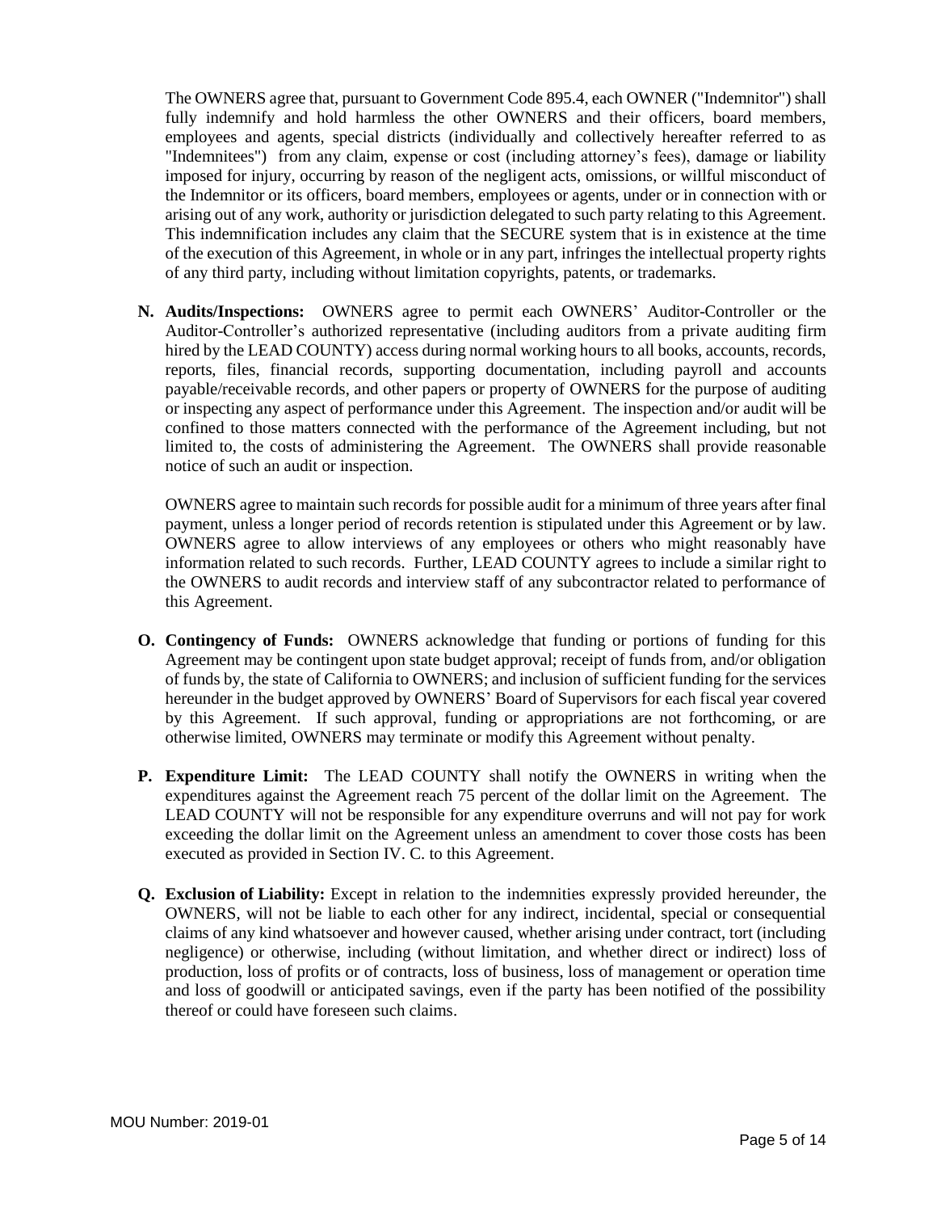The OWNERS agree that, pursuant to Government Code 895.4, each OWNER ("Indemnitor") shall fully indemnify and hold harmless the other OWNERS and their officers, board members, employees and agents, special districts (individually and collectively hereafter referred to as "Indemnitees") from any claim, expense or cost (including attorney's fees), damage or liability imposed for injury, occurring by reason of the negligent acts, omissions, or willful misconduct of the Indemnitor or its officers, board members, employees or agents, under or in connection with or arising out of any work, authority or jurisdiction delegated to such party relating to this Agreement. This indemnification includes any claim that the SECURE system that is in existence at the time of the execution of this Agreement, in whole or in any part, infringes the intellectual property rights of any third party, including without limitation copyrights, patents, or trademarks.

**N. Audits/Inspections:** OWNERS agree to permit each OWNERS' Auditor-Controller or the Auditor-Controller's authorized representative (including auditors from a private auditing firm hired by the LEAD COUNTY) access during normal working hours to all books, accounts, records, reports, files, financial records, supporting documentation, including payroll and accounts payable/receivable records, and other papers or property of OWNERS for the purpose of auditing or inspecting any aspect of performance under this Agreement. The inspection and/or audit will be confined to those matters connected with the performance of the Agreement including, but not limited to, the costs of administering the Agreement. The OWNERS shall provide reasonable notice of such an audit or inspection.

OWNERS agree to maintain such records for possible audit for a minimum of three years after final payment, unless a longer period of records retention is stipulated under this Agreement or by law. OWNERS agree to allow interviews of any employees or others who might reasonably have information related to such records. Further, LEAD COUNTY agrees to include a similar right to the OWNERS to audit records and interview staff of any subcontractor related to performance of this Agreement.

**O. Contingency of Funds:** OWNERS acknowledge that funding or portions of funding for this Agreement may be contingent upon state budget approval; receipt of funds from, and/or obligation of funds by, the state of California to OWNERS; and inclusion of sufficient funding for the services hereunder in the budget approved by OWNERS' Board of Supervisors for each fiscal year covered by this Agreement. If such approval, funding or appropriations are not forthcoming, or are otherwise limited, OWNERS may terminate or modify this Agreement without penalty.

**P. Expenditure Limit:** The LEAD COUNTY shall notify the OWNERS in writing when the expenditures against the Agreement reach 75 percent of the dollar limit on the Agreement. The LEAD COUNTY will not be responsible for any expenditure overruns and will not pay for work exceeding the dollar limit on the Agreement unless an amendment to cover those costs has been executed as provided in Section IV. C. to this Agreement.

**Q. Exclusion of Liability:** Except in relation to the indemnities expressly provided hereunder, the OWNERS, will not be liable to each other for any indirect, incidental, special or consequential claims of any kind whatsoever and however caused, whether arising under contract, tort (including negligence) or otherwise, including (without limitation, and whether direct or indirect) loss of production, loss of profits or of contracts, loss of business, loss of management or operation time and loss of goodwill or anticipated savings, even if the party has been notified of the possibility thereof or could have foreseen such claims.

MOU Number: 2019-01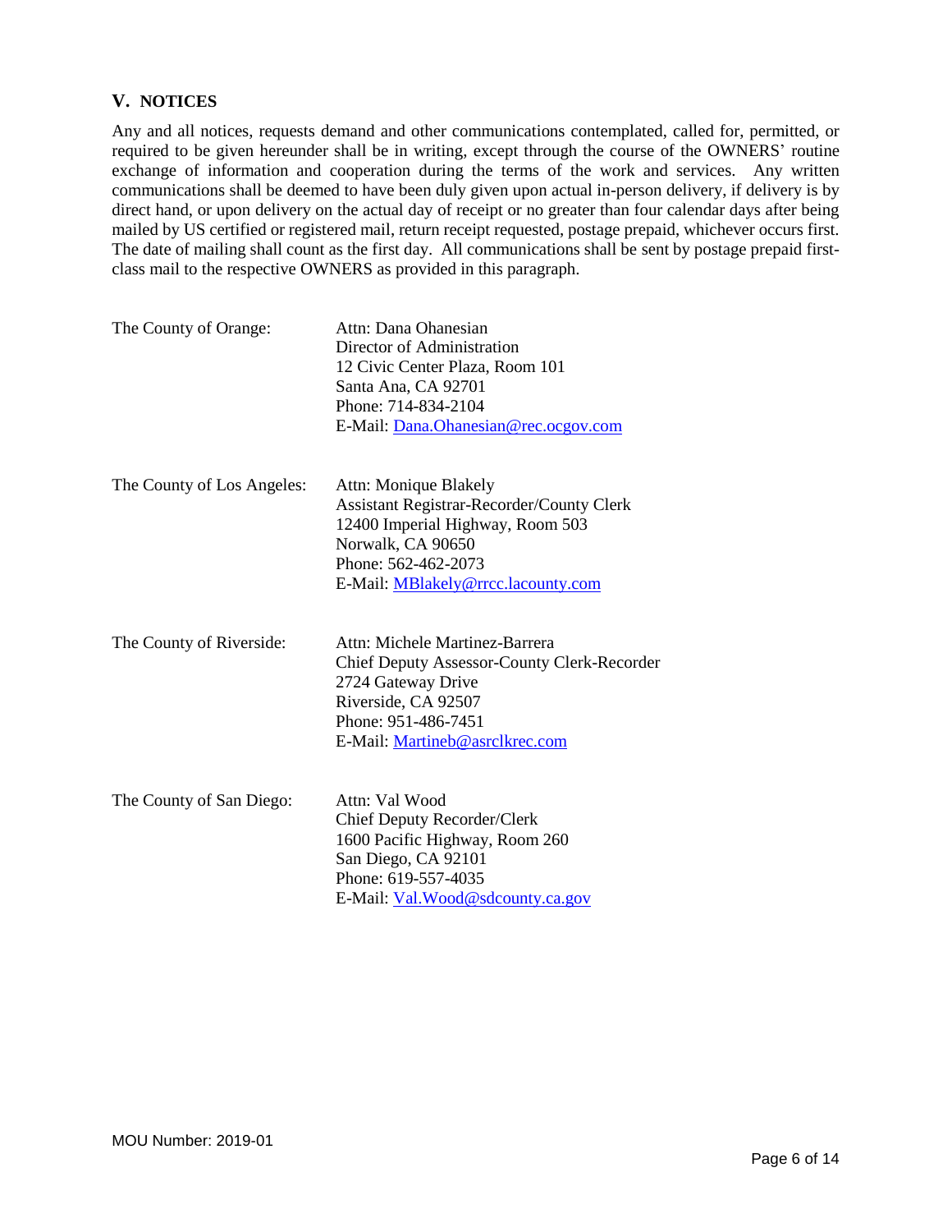## V. NOTICES

Any and all notices, requests demand and other communications contemplated, called for, permitted, or required to be given hereunder shall be in writing, except through the course of the OWNERS' routine exchange of information and cooperation during the terms of the work and services. Any written communications shall be deemed to have been duly given upon actual in-person delivery, if delivery is by direct hand, or upon delivery on the actual day of receipt or no greater than four calendar days after being mailed by US certified or registered mail, return receipt requested, postage prepaid, whichever occurs first. The date of mailing shall count as the first day. All communications shall be sent by postage prepaid first-class mail to the respective OWNERS as provided in this paragraph.

The County of Orange:
Attn: Dana Ohanesian
Director of Administration
12 Civic Center Plaza, Room 101
Santa Ana, CA 92701
Phone: 714-834-2104
E-Mail: Dana.Ohanesian@rec.ocgov.com

The County of Los Angeles:
Attn: Monique Blakely
Assistant Registrar-Recorder/County Clerk
12400 Imperial Highway, Room 503
Norwalk, CA 90650
Phone: 562-462-2073
E-Mail: MBlakely@rrcc.lacounty.com

The County of Riverside:
Attn: Michele Martinez-Barrera
Chief Deputy Assessor-County Clerk-Recorder
2724 Gateway Drive
Riverside, CA 92507
Phone: 951-486-7451
E-Mail: Martineb@asrclkrec.com

The County of San Diego:
Attn: Val Wood
Chief Deputy Recorder/Clerk
1600 Pacific Highway, Room 260
San Diego, CA 92101
Phone: 619-557-4035
E-Mail: Val.Wood@sdcounty.ca.gov

MOU Number: 2019-01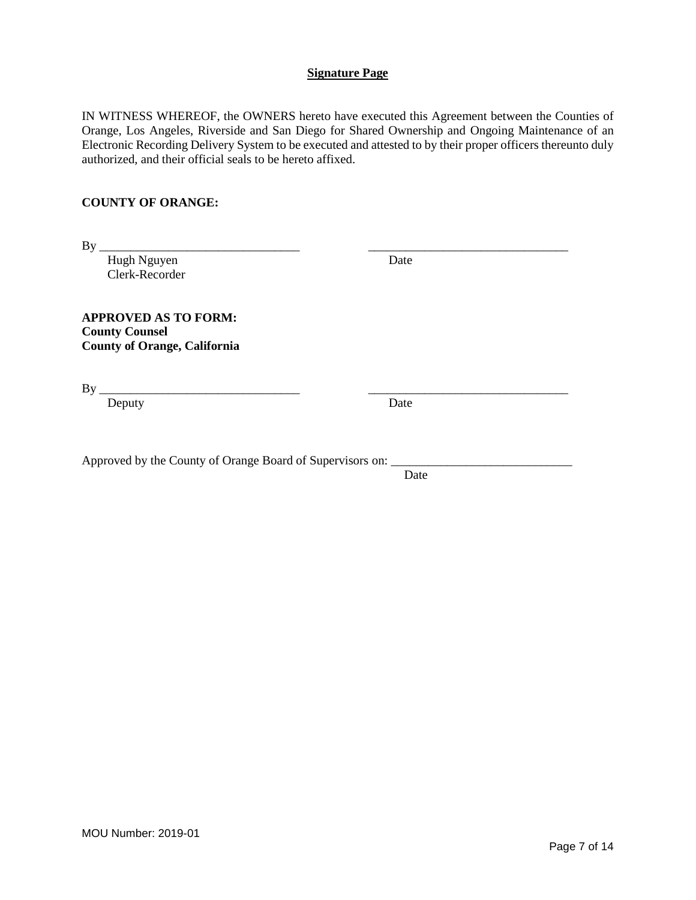**Signature Page**

IN WITNESS WHEREOF, the OWNERS hereto have executed this Agreement between the Counties of Orange, Los Angeles, Riverside and San Diego for Shared Ownership and Ongoing Maintenance of an Electronic Recording Delivery System to be executed and attested to by their proper officers thereunto duly authorized, and their official seals to be hereto affixed.

**COUNTY OF ORANGE:**

By ________________________________ ________________________________
Hugh Nguyen Date
Clerk-Recorder

**APPROVED AS TO FORM:**
**County Counsel**
**County of Orange, California**

By ________________________________ ________________________________
Deputy Date

Approved by the County of Orange Board of Supervisors on: _____________________________
Date

MOU Number: 2019-01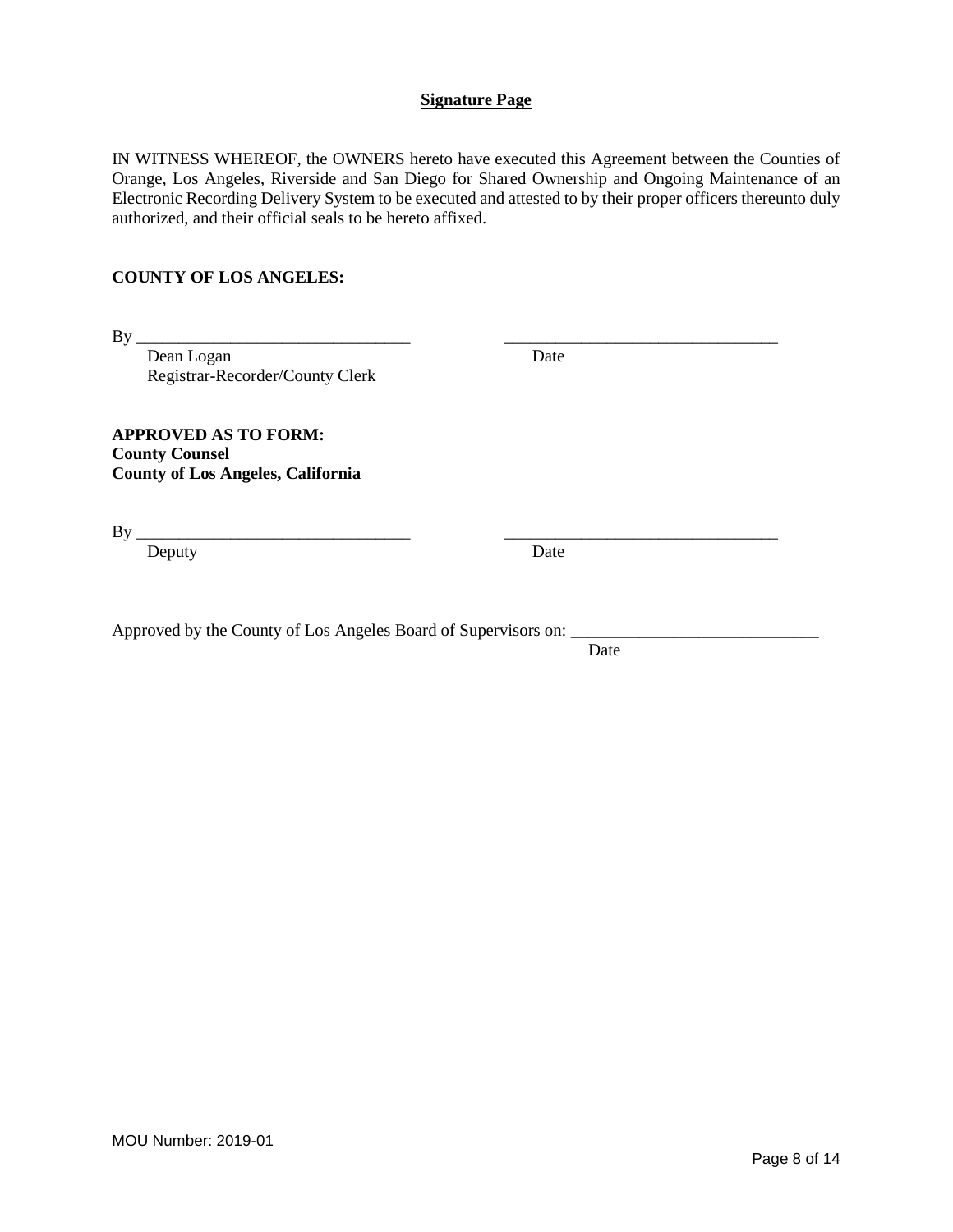**Signature Page**

IN WITNESS WHEREOF, the OWNERS hereto have executed this Agreement between the Counties of Orange, Los Angeles, Riverside and San Diego for Shared Ownership and Ongoing Maintenance of an Electronic Recording Delivery System to be executed and attested to by their proper officers thereunto duly authorized, and their official seals to be hereto affixed.

**COUNTY OF LOS ANGELES:**

By ________________________________ ________________________________

Dean Logan Date

Registrar-Recorder/County Clerk

**APPROVED AS TO FORM:**
**County Counsel**
**County of Los Angeles, California**

By ________________________________ ________________________________

Deputy Date

Approved by the County of Los Angeles Board of Supervisors on: _____________________________

Date

MOU Number: 2019-01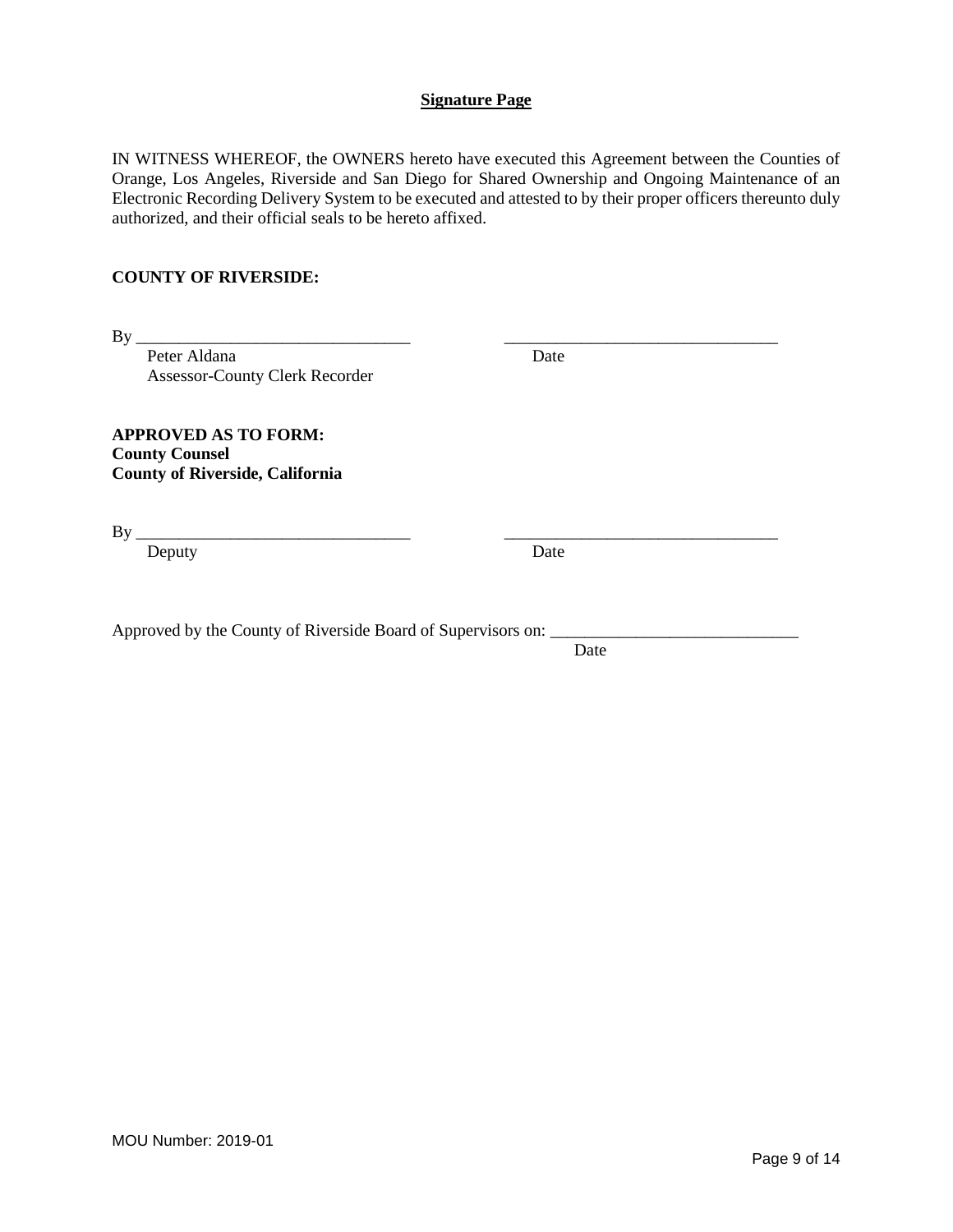**Signature Page**

IN WITNESS WHEREOF, the OWNERS hereto have executed this Agreement between the Counties of Orange, Los Angeles, Riverside and San Diego for Shared Ownership and Ongoing Maintenance of an Electronic Recording Delivery System to be executed and attested to by their proper officers thereunto duly authorized, and their official seals to be hereto affixed.

**COUNTY OF RIVERSIDE:**

By ________________________________ ________________________________
Peter Aldana Date
Assessor-County Clerk Recorder

**APPROVED AS TO FORM:**
**County Counsel**
**County of Riverside, California**

By ________________________________ ________________________________
Deputy Date

Approved by the County of Riverside Board of Supervisors on: _____________________________
Date

MOU Number: 2019-01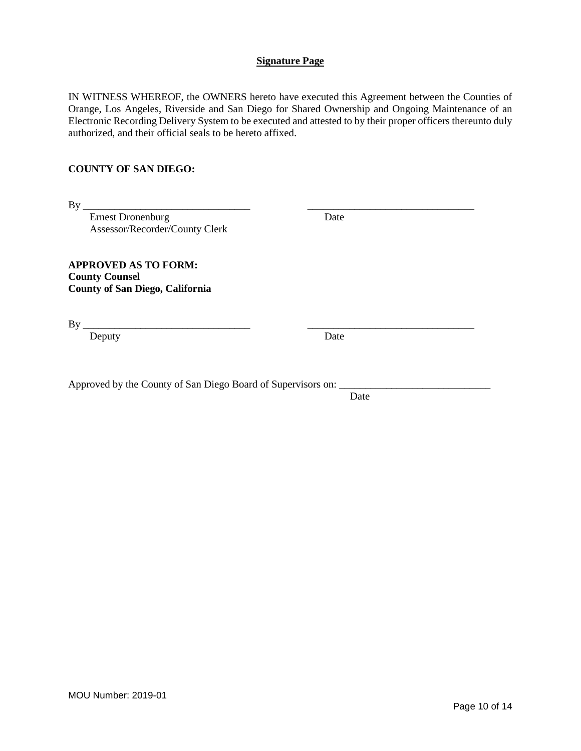**Signature Page**

IN WITNESS WHEREOF, the OWNERS hereto have executed this Agreement between the Counties of Orange, Los Angeles, Riverside and San Diego for Shared Ownership and Ongoing Maintenance of an Electronic Recording Delivery System to be executed and attested to by their proper officers thereunto duly authorized, and their official seals to be hereto affixed.

**COUNTY OF SAN DIEGO:**

By ________________________________ ________________________________

Ernest Dronenburg Date
Assessor/Recorder/County Clerk

**APPROVED AS TO FORM:**
**County Counsel**
**County of San Diego, California**

By ________________________________ ________________________________

Deputy Date

Approved by the County of San Diego Board of Supervisors on: _____________________________

Date

MOU Number: 2019-01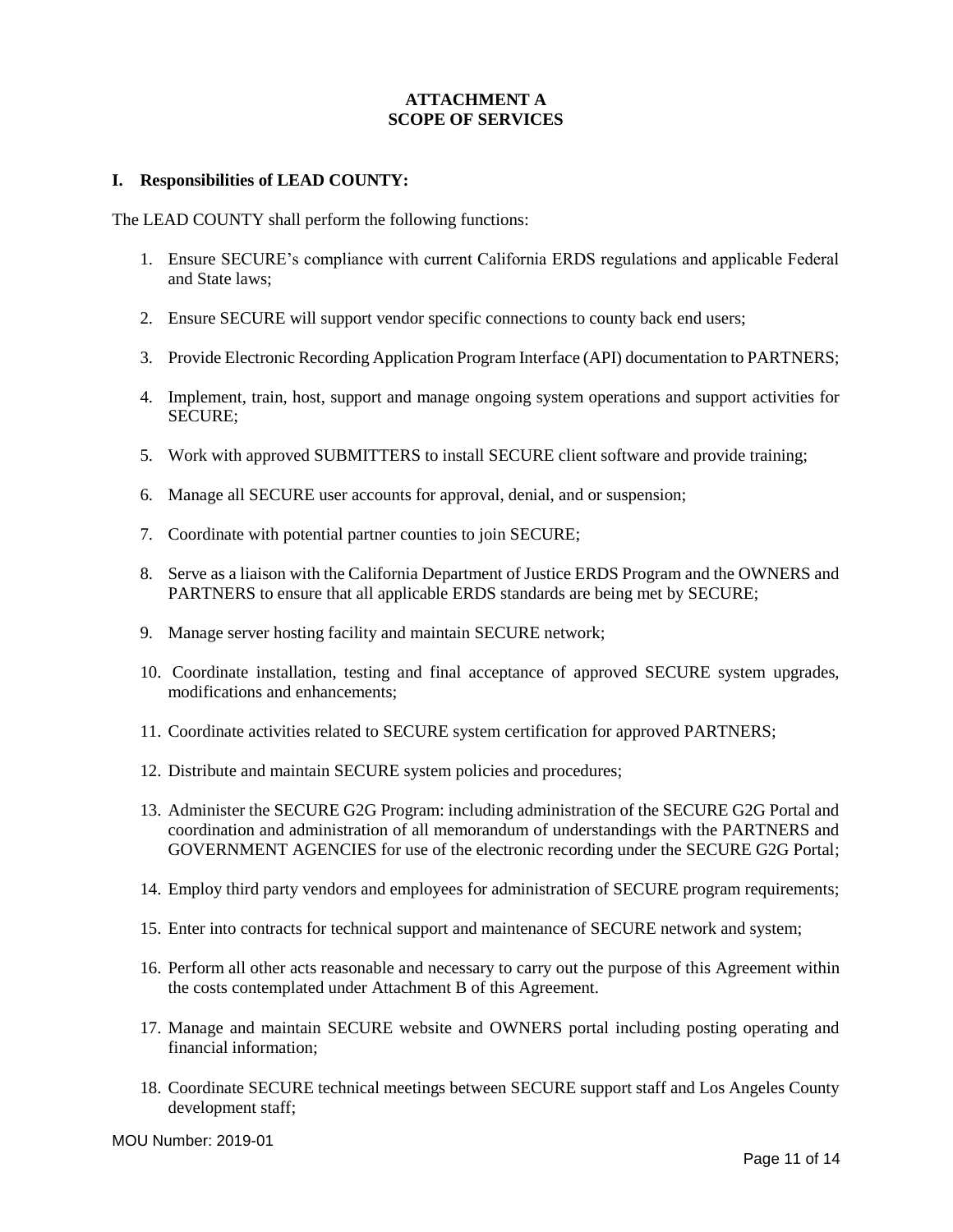# ATTACHMENT A
# SCOPE OF SERVICES

## I. Responsibilities of LEAD COUNTY:

The LEAD COUNTY shall perform the following functions:

1. Ensure SECURE's compliance with current California ERDS regulations and applicable Federal and State laws;
2. Ensure SECURE will support vendor specific connections to county back end users;
3. Provide Electronic Recording Application Program Interface (API) documentation to PARTNERS;
4. Implement, train, host, support and manage ongoing system operations and support activities for SECURE;
5. Work with approved SUBMITTERS to install SECURE client software and provide training;
6. Manage all SECURE user accounts for approval, denial, and or suspension;
7. Coordinate with potential partner counties to join SECURE;
8. Serve as a liaison with the California Department of Justice ERDS Program and the OWNERS and PARTNERS to ensure that all applicable ERDS standards are being met by SECURE;
9. Manage server hosting facility and maintain SECURE network;
10. Coordinate installation, testing and final acceptance of approved SECURE system upgrades, modifications and enhancements;
11. Coordinate activities related to SECURE system certification for approved PARTNERS;
12. Distribute and maintain SECURE system policies and procedures;
13. Administer the SECURE G2G Program: including administration of the SECURE G2G Portal and coordination and administration of all memorandum of understandings with the PARTNERS and GOVERNMENT AGENCIES for use of the electronic recording under the SECURE G2G Portal;
14. Employ third party vendors and employees for administration of SECURE program requirements;
15. Enter into contracts for technical support and maintenance of SECURE network and system;
16. Perform all other acts reasonable and necessary to carry out the purpose of this Agreement within the costs contemplated under Attachment B of this Agreement.
17. Manage and maintain SECURE website and OWNERS portal including posting operating and financial information;
18. Coordinate SECURE technical meetings between SECURE support staff and Los Angeles County development staff;

MOU Number: 2019-01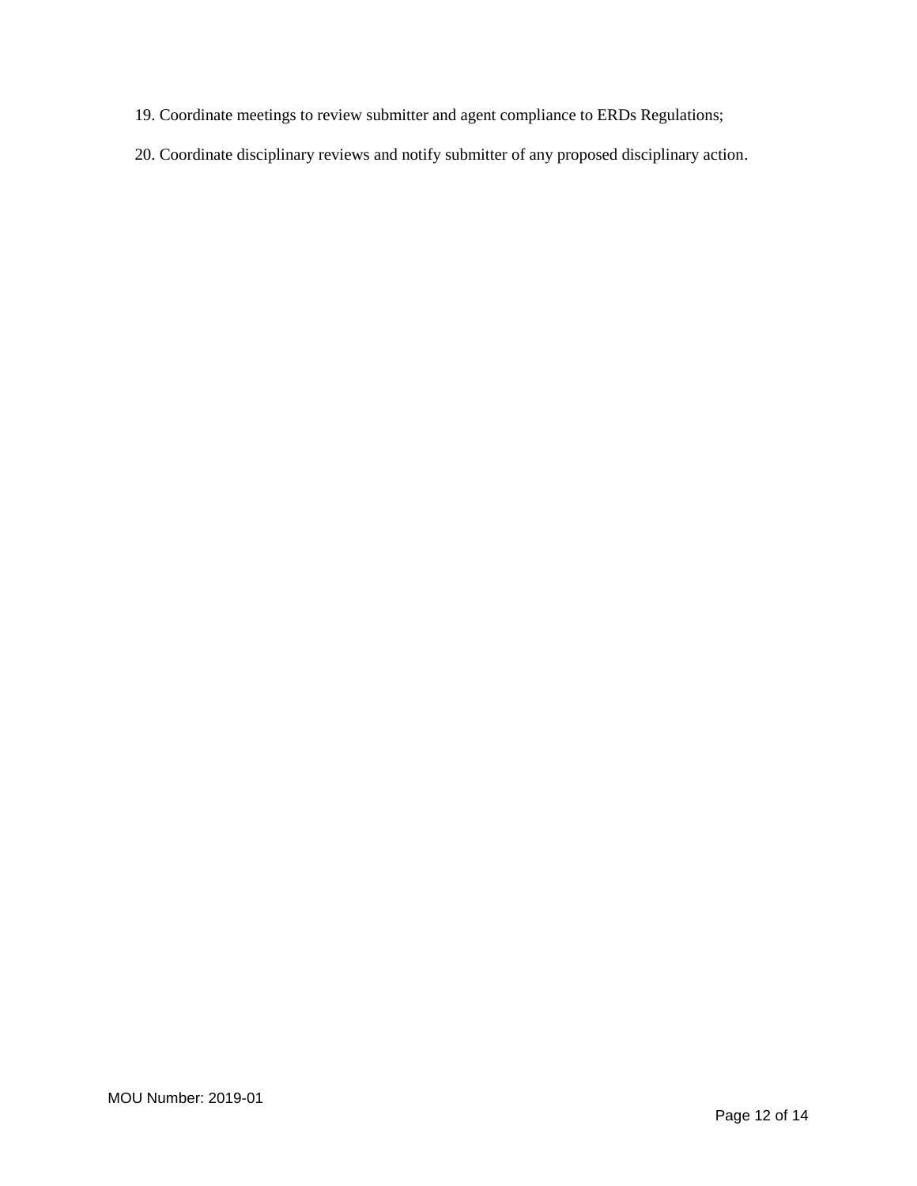19. Coordinate meetings to review submitter and agent compliance to ERDs Regulations;

20. Coordinate disciplinary reviews and notify submitter of any proposed disciplinary action.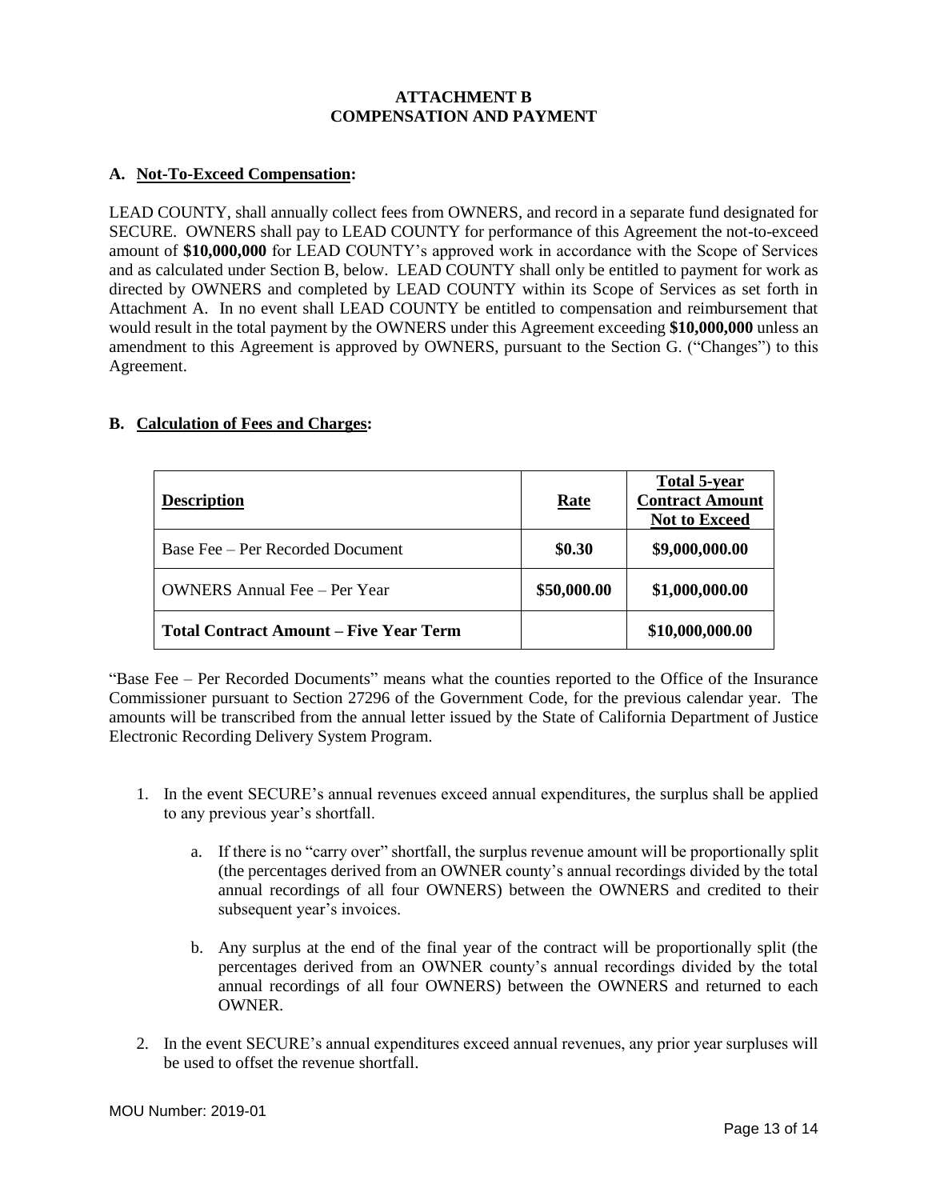## ATTACHMENT B
## COMPENSATION AND PAYMENT

**A. <u>Not-To-Exceed Compensation</u>:**

LEAD COUNTY, shall annually collect fees from OWNERS, and record in a separate fund designated for SECURE. OWNERS shall pay to LEAD COUNTY for performance of this Agreement the not-to-exceed amount of **$10,000,000** for LEAD COUNTY's approved work in accordance with the Scope of Services and as calculated under Section B, below. LEAD COUNTY shall only be entitled to payment for work as directed by OWNERS and completed by LEAD COUNTY within its Scope of Services as set forth in Attachment A. In no event shall LEAD COUNTY be entitled to compensation and reimbursement that would result in the total payment by the OWNERS under this Agreement exceeding **$10,000,000** unless an amendment to this Agreement is approved by OWNERS, pursuant to the Section G. ("Changes") to this Agreement.

**B. <u>Calculation of Fees and Charges</u>:**

| **Description** | **Rate** | **Total 5-year Contract Amount Not to Exceed** |
|---|---|---|
| Base Fee – Per Recorded Document | **$0.30** | **$9,000,000.00** |
| OWNERS Annual Fee – Per Year | **$50,000.00** | **$1,000,000.00** |
| **Total Contract Amount – Five Year Term** | | **$10,000,000.00** |

"Base Fee – Per Recorded Documents" means what the counties reported to the Office of the Insurance Commissioner pursuant to Section 27296 of the Government Code, for the previous calendar year. The amounts will be transcribed from the annual letter issued by the State of California Department of Justice Electronic Recording Delivery System Program.

1. In the event SECURE's annual revenues exceed annual expenditures, the surplus shall be applied to any previous year's shortfall.
   a. If there is no "carry over" shortfall, the surplus revenue amount will be proportionally split (the percentages derived from an OWNER county's annual recordings divided by the total annual recordings of all four OWNERS) between the OWNERS and credited to their subsequent year's invoices.
   b. Any surplus at the end of the final year of the contract will be proportionally split (the percentages derived from an OWNER county's annual recordings divided by the total annual recordings of all four OWNERS) between the OWNERS and returned to each OWNER.
2. In the event SECURE's annual expenditures exceed annual revenues, any prior year surpluses will be used to offset the revenue shortfall.

MOU Number: 2019-01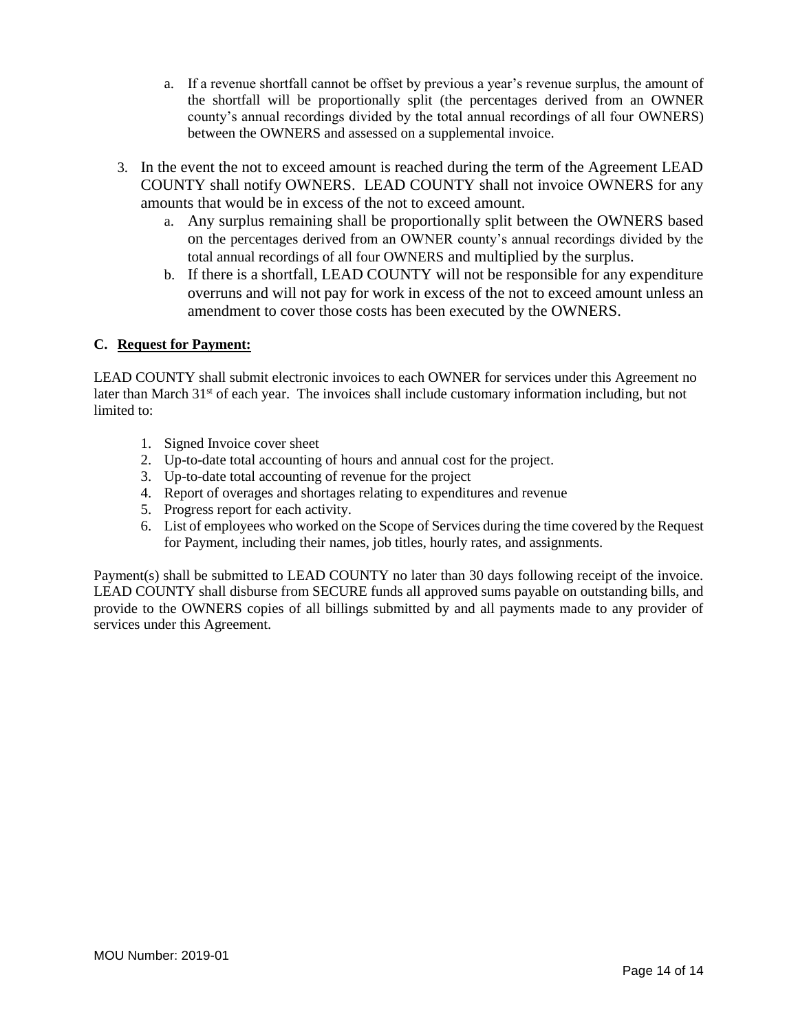a. If a revenue shortfall cannot be offset by previous a year's revenue surplus, the amount of the shortfall will be proportionally split (the percentages derived from an OWNER county's annual recordings divided by the total annual recordings of all four OWNERS) between the OWNERS and assessed on a supplemental invoice.

3. In the event the not to exceed amount is reached during the term of the Agreement LEAD COUNTY shall notify OWNERS. LEAD COUNTY shall not invoice OWNERS for any amounts that would be in excess of the not to exceed amount.
   a. Any surplus remaining shall be proportionally split between the OWNERS based on the percentages derived from an OWNER county's annual recordings divided by the total annual recordings of all four OWNERS and multiplied by the surplus.
   b. If there is a shortfall, LEAD COUNTY will not be responsible for any expenditure overruns and will not pay for work in excess of the not to exceed amount unless an amendment to cover those costs has been executed by the OWNERS.

**C. Request for Payment:**

LEAD COUNTY shall submit electronic invoices to each OWNER for services under this Agreement no later than March 31st of each year. The invoices shall include customary information including, but not limited to:

1. Signed Invoice cover sheet
2. Up-to-date total accounting of hours and annual cost for the project.
3. Up-to-date total accounting of revenue for the project
4. Report of overages and shortages relating to expenditures and revenue
5. Progress report for each activity.
6. List of employees who worked on the Scope of Services during the time covered by the Request for Payment, including their names, job titles, hourly rates, and assignments.

Payment(s) shall be submitted to LEAD COUNTY no later than 30 days following receipt of the invoice. LEAD COUNTY shall disburse from SECURE funds all approved sums payable on outstanding bills, and provide to the OWNERS copies of all billings submitted by and all payments made to any provider of services under this Agreement.

MOU Number: 2019-01